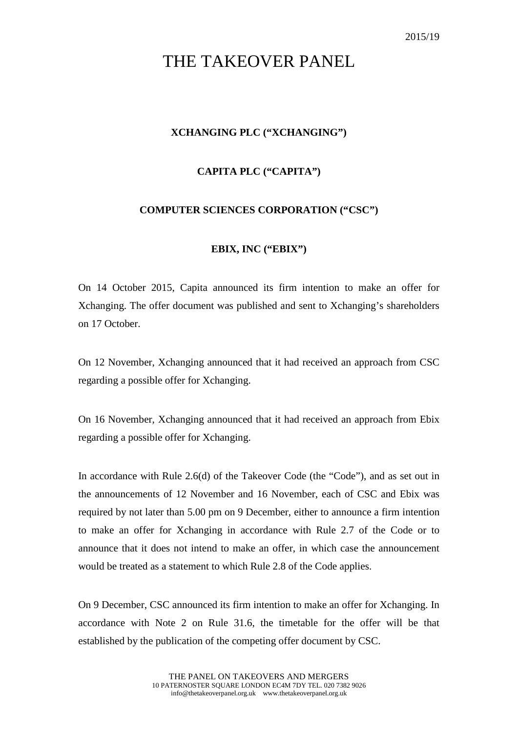2015/19

# THE TAKEOVER PANEL

**XCHANGING PLC ("XCHANGING")**

**CAPITA PLC ("CAPITA")**

**COMPUTER SCIENCES CORPORATION ("CSC")**

**EBIX, INC ("EBIX")**

On 14 October 2015, Capita announced its firm intention to make an offer for Xchanging. The offer document was published and sent to Xchanging's shareholders on 17 October.

On 12 November, Xchanging announced that it had received an approach from CSC regarding a possible offer for Xchanging.

On 16 November, Xchanging announced that it had received an approach from Ebix regarding a possible offer for Xchanging.

In accordance with Rule 2.6(d) of the Takeover Code (the "Code"), and as set out in the announcements of 12 November and 16 November, each of CSC and Ebix was required by not later than 5.00 pm on 9 December, either to announce a firm intention to make an offer for Xchanging in accordance with Rule 2.7 of the Code or to announce that it does not intend to make an offer, in which case the announcement would be treated as a statement to which Rule 2.8 of the Code applies.

On 9 December, CSC announced its firm intention to make an offer for Xchanging. In accordance with Note 2 on Rule 31.6, the timetable for the offer will be that established by the publication of the competing offer document by CSC.

THE PANEL ON TAKEOVERS AND MERGERS
10 PATERNOSTER SQUARE LONDON EC4M 7DY TEL. 020 7382 9026
info@thetakeoverpanel.org.uk www.thetakeoverpanel.org.uk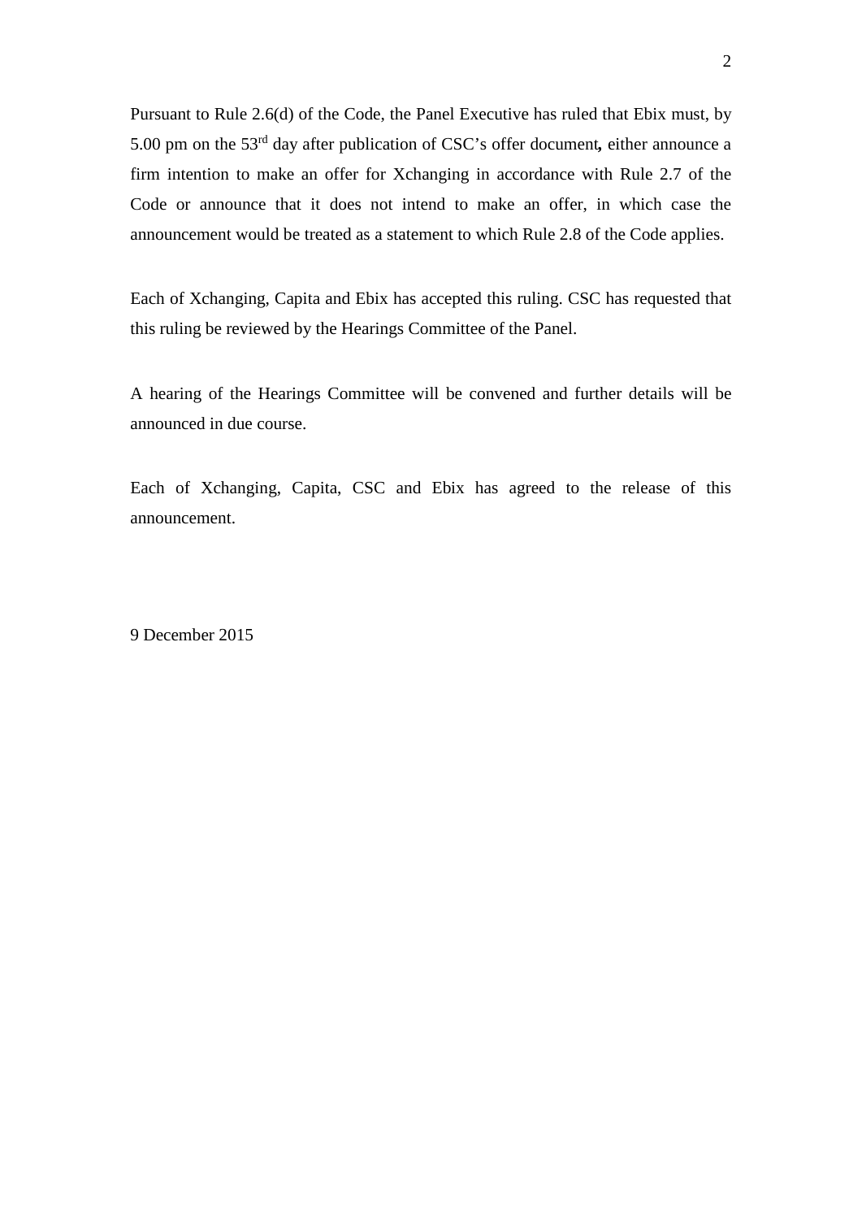Pursuant to Rule 2.6(d) of the Code, the Panel Executive has ruled that Ebix must, by 5.00 pm on the 53rd day after publication of CSC's offer document**,** either announce a firm intention to make an offer for Xchanging in accordance with Rule 2.7 of the Code or announce that it does not intend to make an offer, in which case the announcement would be treated as a statement to which Rule 2.8 of the Code applies.

Each of Xchanging, Capita and Ebix has accepted this ruling. CSC has requested that this ruling be reviewed by the Hearings Committee of the Panel.

A hearing of the Hearings Committee will be convened and further details will be announced in due course.

Each of Xchanging, Capita, CSC and Ebix has agreed to the release of this announcement.

9 December 2015